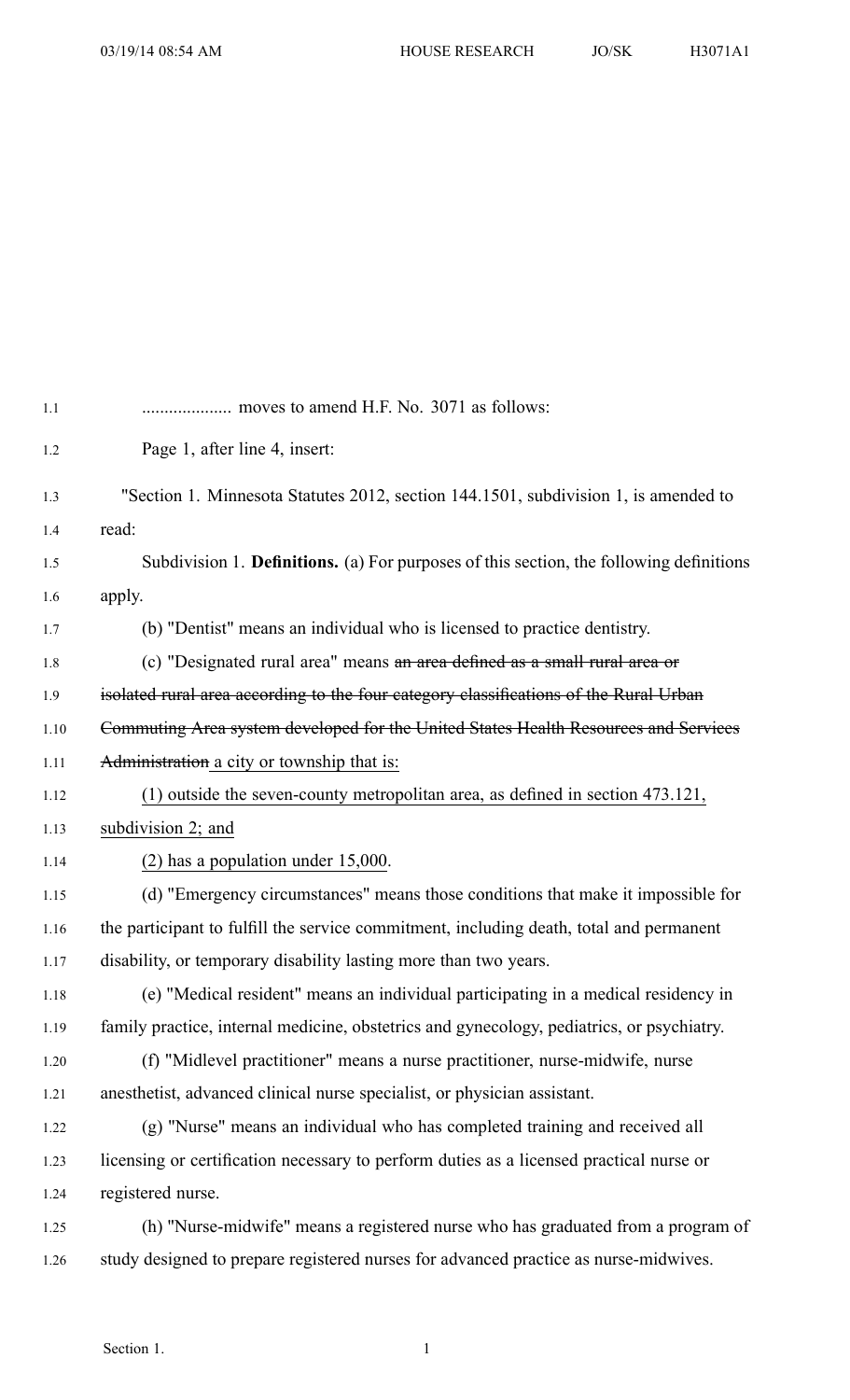.................... moves to amend H.F. No. 3071 as follows:

Page 1, after line 4, insert:

"Section 1. Minnesota Statutes 2012, section 144.1501, subdivision 1, is amended to read:

Subdivision 1. **Definitions.** (a) For purposes of this section, the following definitions apply.

(b) "Dentist" means an individual who is licensed to practice dentistry.

(c) "Designated rural area" means ~~an area defined as a small rural area or isolated rural area according to the four category classifications of the Rural Urban Commuting Area system developed for the United States Health Resources and Services Administration~~ a city or township that is:

(1) outside the seven-county metropolitan area, as defined in section 473.121, subdivision 2; and

(2) has a population under 15,000.

(d) "Emergency circumstances" means those conditions that make it impossible for the participant to fulfill the service commitment, including death, total and permanent disability, or temporary disability lasting more than two years.

(e) "Medical resident" means an individual participating in a medical residency in family practice, internal medicine, obstetrics and gynecology, pediatrics, or psychiatry.

(f) "Midlevel practitioner" means a nurse practitioner, nurse-midwife, nurse anesthetist, advanced clinical nurse specialist, or physician assistant.

(g) "Nurse" means an individual who has completed training and received all licensing or certification necessary to perform duties as a licensed practical nurse or registered nurse.

(h) "Nurse-midwife" means a registered nurse who has graduated from a program of study designed to prepare registered nurses for advanced practice as nurse-midwives.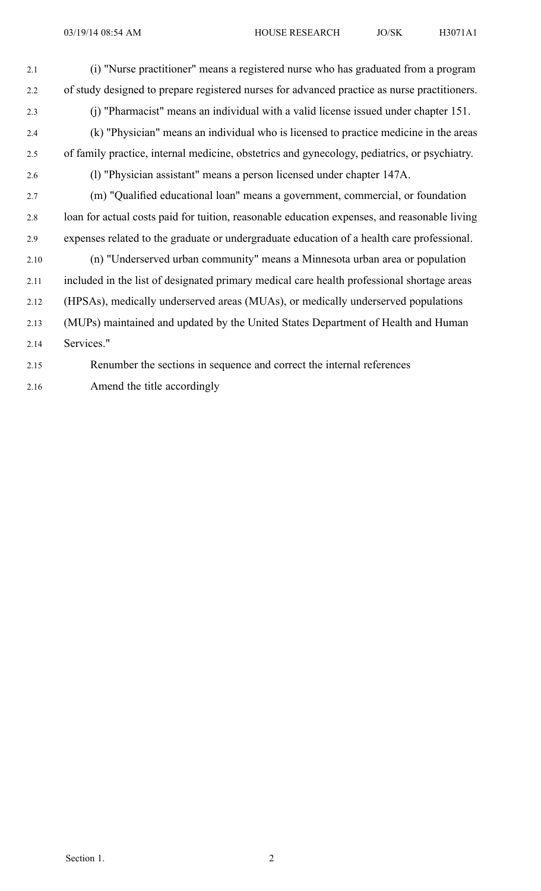(i) "Nurse practitioner" means a registered nurse who has graduated from a program of study designed to prepare registered nurses for advanced practice as nurse practitioners.

(j) "Pharmacist" means an individual with a valid license issued under chapter 151.

(k) "Physician" means an individual who is licensed to practice medicine in the areas of family practice, internal medicine, obstetrics and gynecology, pediatrics, or psychiatry.

(l) "Physician assistant" means a person licensed under chapter 147A.

(m) "Qualified educational loan" means a government, commercial, or foundation loan for actual costs paid for tuition, reasonable education expenses, and reasonable living expenses related to the graduate or undergraduate education of a health care professional.

(n) "Underserved urban community" means a Minnesota urban area or population included in the list of designated primary medical care health professional shortage areas (HPSAs), medically underserved areas (MUAs), or medically underserved populations (MUPs) maintained and updated by the United States Department of Health and Human Services."

Renumber the sections in sequence and correct the internal references

Amend the title accordingly